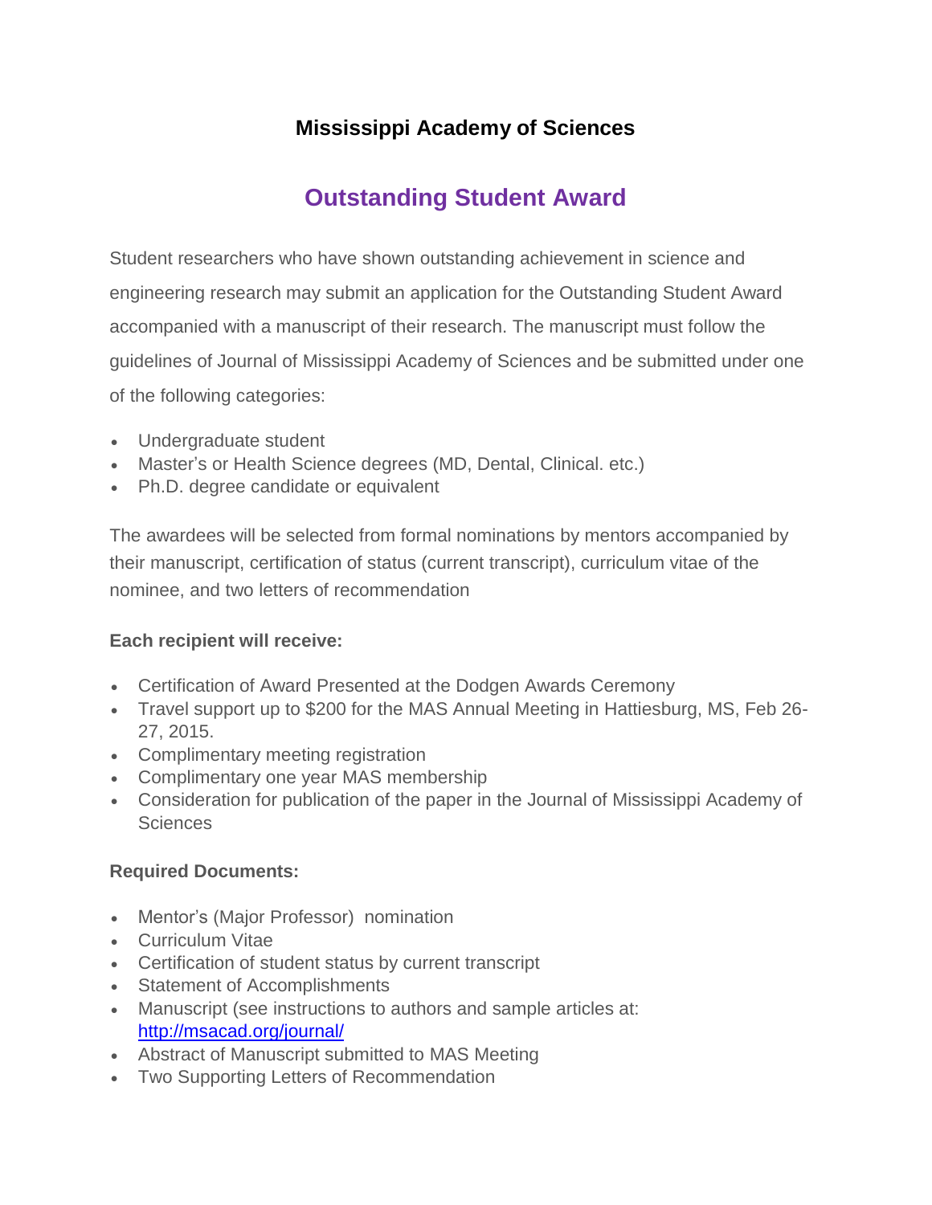# Mississippi Academy of Sciences

## Outstanding Student Award

Student researchers who have shown outstanding achievement in science and engineering research may submit an application for the Outstanding Student Award accompanied with a manuscript of their research. The manuscript must follow the guidelines of Journal of Mississippi Academy of Sciences and be submitted under one of the following categories:

- Undergraduate student
- Master's or Health Science degrees (MD, Dental, Clinical. etc.)
- Ph.D. degree candidate or equivalent

The awardees will be selected from formal nominations by mentors accompanied by their manuscript, certification of status (current transcript), curriculum vitae of the nominee, and two letters of recommendation

**Each recipient will receive:**

- Certification of Award Presented at the Dodgen Awards Ceremony
- Travel support up to $200 for the MAS Annual Meeting in Hattiesburg, MS, Feb 26-27, 2015.
- Complimentary meeting registration
- Complimentary one year MAS membership
- Consideration for publication of the paper in the Journal of Mississippi Academy of Sciences

**Required Documents:**

- Mentor's (Major Professor) nomination
- Curriculum Vitae
- Certification of student status by current transcript
- Statement of Accomplishments
- Manuscript (see instructions to authors and sample articles at: http://msacad.org/journal/
- Abstract of Manuscript submitted to MAS Meeting
- Two Supporting Letters of Recommendation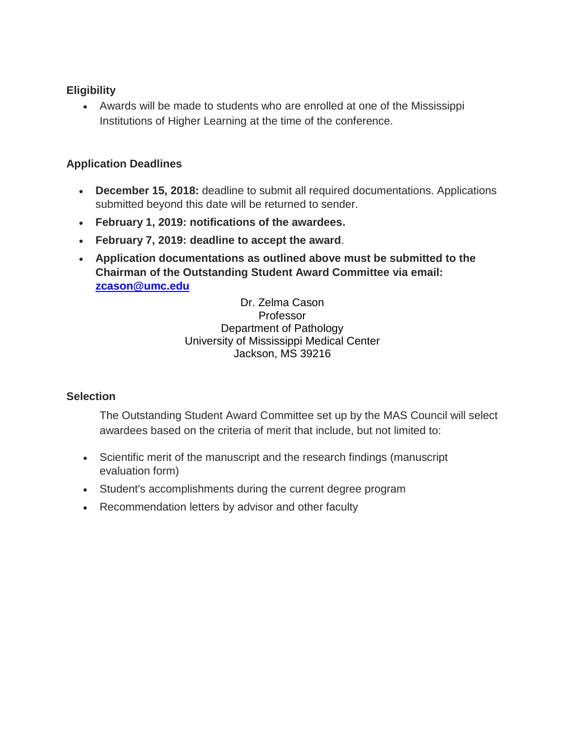## Eligibility

- Awards will be made to students who are enrolled at one of the Mississippi Institutions of Higher Learning at the time of the conference.

## Application Deadlines

- **December 15, 2018:** deadline to submit all required documentations. Applications submitted beyond this date will be returned to sender.
- **February 1, 2019: notifications of the awardees.**
- **February 7, 2019: deadline to accept the award**.
- **Application documentations as outlined above must be submitted to the Chairman of the Outstanding Student Award Committee via email: zcason@umc.edu**

Dr. Zelma Cason
Professor
Department of Pathology
University of Mississippi Medical Center
Jackson, MS 39216

## Selection

The Outstanding Student Award Committee set up by the MAS Council will select awardees based on the criteria of merit that include, but not limited to:

- Scientific merit of the manuscript and the research findings (manuscript evaluation form)
- Student's accomplishments during the current degree program
- Recommendation letters by advisor and other faculty